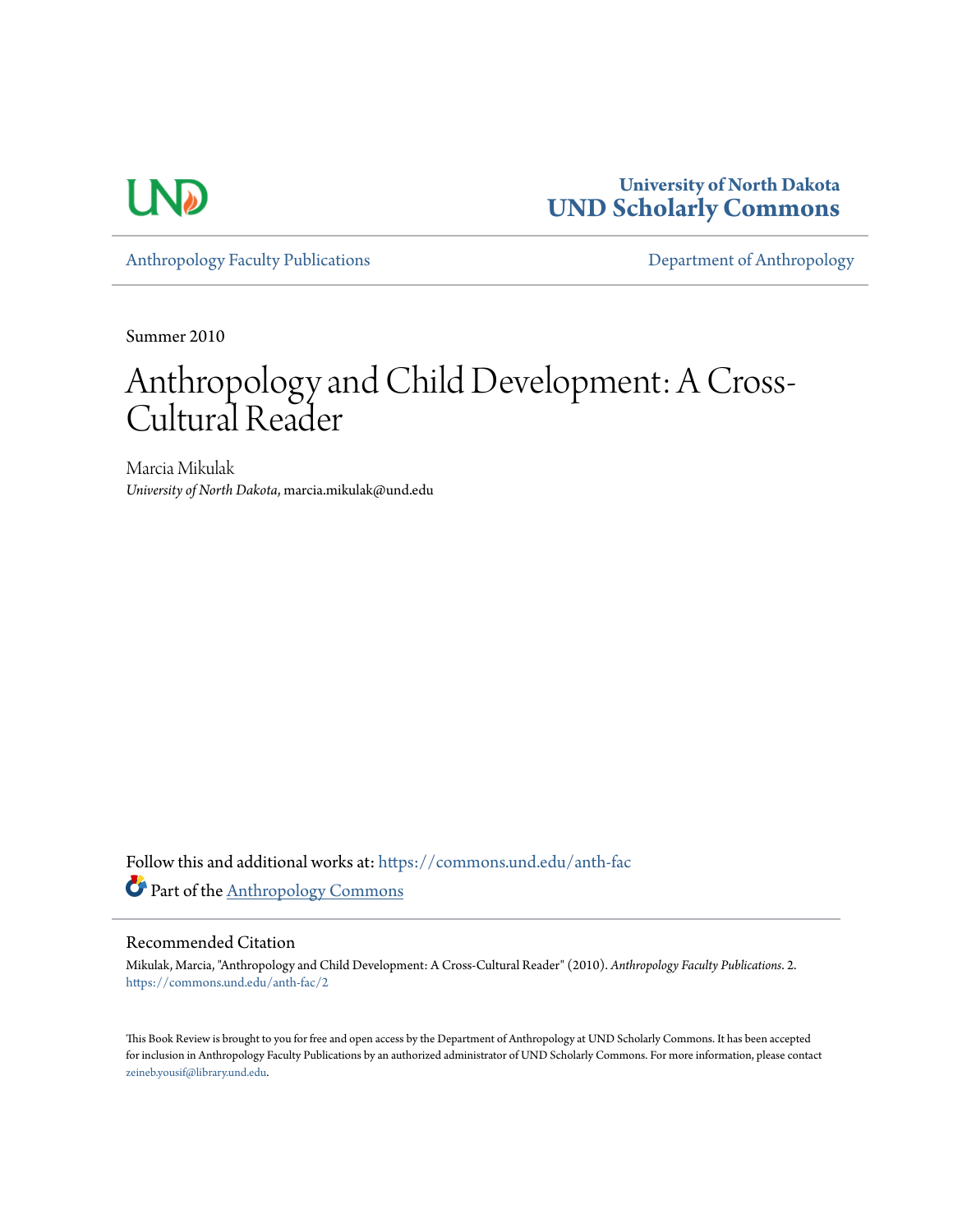University of North Dakota
**UND Scholarly Commons**

Anthropology Faculty Publications | Department of Anthropology

Summer 2010

# Anthropology and Child Development: A Cross-Cultural Reader

Marcia Mikulak
*University of North Dakota*, marcia.mikulak@und.edu

Follow this and additional works at: https://commons.und.edu/anth-fac

Part of the Anthropology Commons

## Recommended Citation

Mikulak, Marcia, "Anthropology and Child Development: A Cross-Cultural Reader" (2010). *Anthropology Faculty Publications*. 2.
https://commons.und.edu/anth-fac/2

This Book Review is brought to you for free and open access by the Department of Anthropology at UND Scholarly Commons. It has been accepted for inclusion in Anthropology Faculty Publications by an authorized administrator of UND Scholarly Commons. For more information, please contact zeineb.yousif@library.und.edu.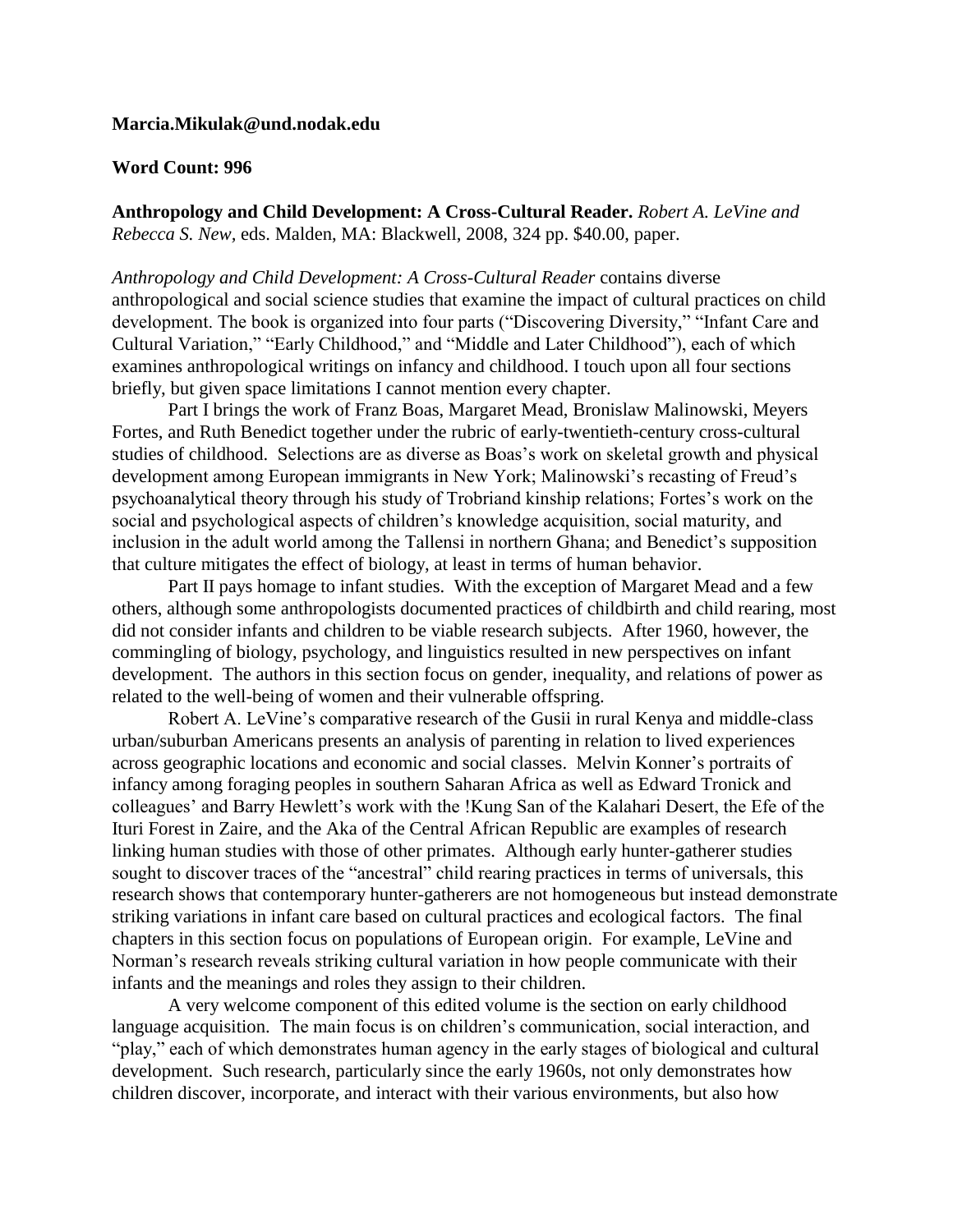**Marcia.Mikulak@und.nodak.edu**

**Word Count: 996**

**Anthropology and Child Development: A Cross-Cultural Reader.** *Robert A. LeVine and Rebecca S. New*, eds. Malden, MA: Blackwell, 2008, 324 pp. $40.00, paper.

*Anthropology and Child Development: A Cross-Cultural Reader* contains diverse anthropological and social science studies that examine the impact of cultural practices on child development. The book is organized into four parts ("Discovering Diversity," "Infant Care and Cultural Variation," "Early Childhood," and "Middle and Later Childhood"), each of which examines anthropological writings on infancy and childhood. I touch upon all four sections briefly, but given space limitations I cannot mention every chapter.

Part I brings the work of Franz Boas, Margaret Mead, Bronislaw Malinowski, Meyers Fortes, and Ruth Benedict together under the rubric of early-twentieth-century cross-cultural studies of childhood. Selections are as diverse as Boas's work on skeletal growth and physical development among European immigrants in New York; Malinowski's recasting of Freud's psychoanalytical theory through his study of Trobriand kinship relations; Fortes's work on the social and psychological aspects of children's knowledge acquisition, social maturity, and inclusion in the adult world among the Tallensi in northern Ghana; and Benedict's supposition that culture mitigates the effect of biology, at least in terms of human behavior.

Part II pays homage to infant studies. With the exception of Margaret Mead and a few others, although some anthropologists documented practices of childbirth and child rearing, most did not consider infants and children to be viable research subjects. After 1960, however, the commingling of biology, psychology, and linguistics resulted in new perspectives on infant development. The authors in this section focus on gender, inequality, and relations of power as related to the well-being of women and their vulnerable offspring.

Robert A. LeVine's comparative research of the Gusii in rural Kenya and middle-class urban/suburban Americans presents an analysis of parenting in relation to lived experiences across geographic locations and economic and social classes. Melvin Konner's portraits of infancy among foraging peoples in southern Saharan Africa as well as Edward Tronick and colleagues' and Barry Hewlett's work with the !Kung San of the Kalahari Desert, the Efe of the Ituri Forest in Zaire, and the Aka of the Central African Republic are examples of research linking human studies with those of other primates. Although early hunter-gatherer studies sought to discover traces of the "ancestral" child rearing practices in terms of universals, this research shows that contemporary hunter-gatherers are not homogeneous but instead demonstrate striking variations in infant care based on cultural practices and ecological factors. The final chapters in this section focus on populations of European origin. For example, LeVine and Norman's research reveals striking cultural variation in how people communicate with their infants and the meanings and roles they assign to their children.

A very welcome component of this edited volume is the section on early childhood language acquisition. The main focus is on children's communication, social interaction, and "play," each of which demonstrates human agency in the early stages of biological and cultural development. Such research, particularly since the early 1960s, not only demonstrates how children discover, incorporate, and interact with their various environments, but also how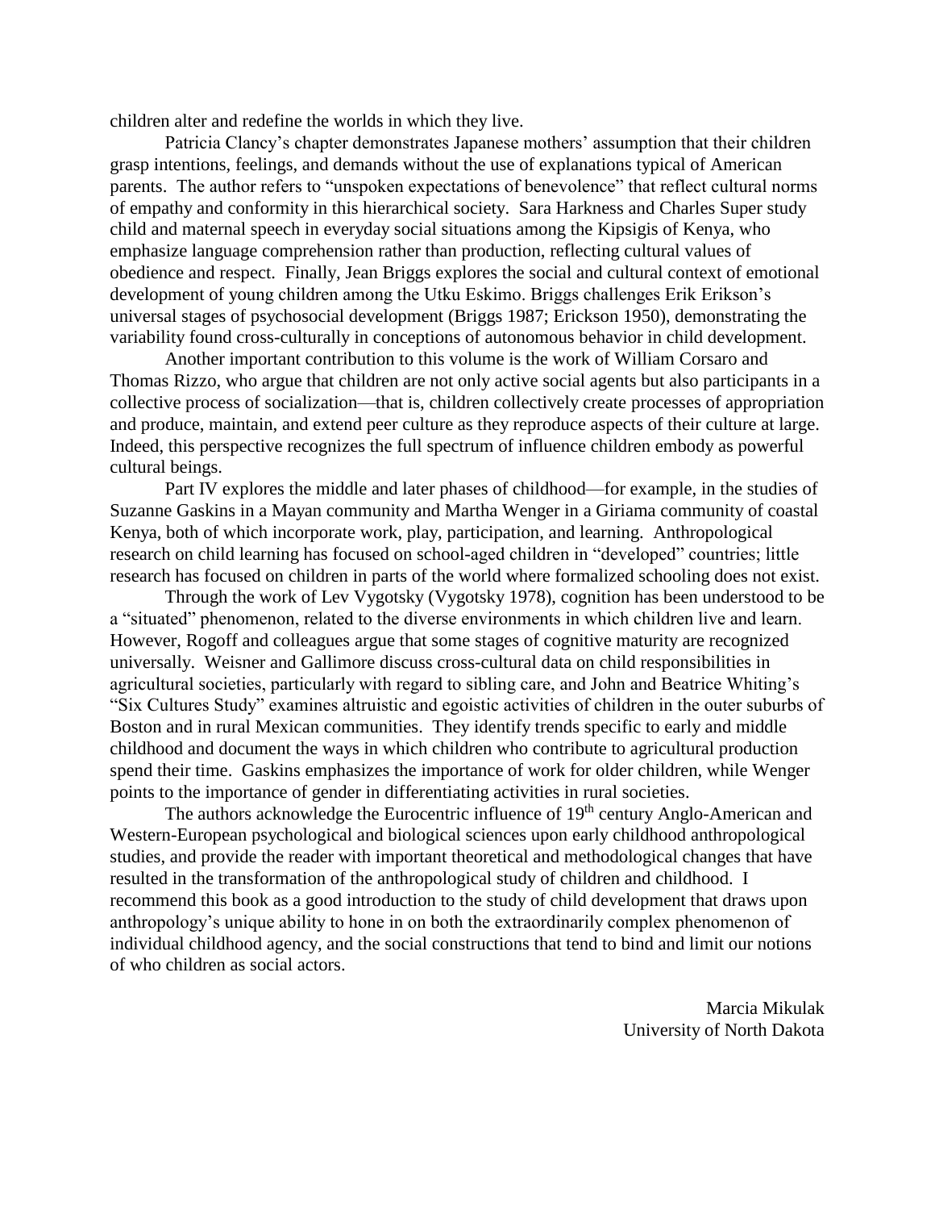children alter and redefine the worlds in which they live.

Patricia Clancy's chapter demonstrates Japanese mothers' assumption that their children grasp intentions, feelings, and demands without the use of explanations typical of American parents. The author refers to "unspoken expectations of benevolence" that reflect cultural norms of empathy and conformity in this hierarchical society. Sara Harkness and Charles Super study child and maternal speech in everyday social situations among the Kipsigis of Kenya, who emphasize language comprehension rather than production, reflecting cultural values of obedience and respect. Finally, Jean Briggs explores the social and cultural context of emotional development of young children among the Utku Eskimo. Briggs challenges Erik Erikson's universal stages of psychosocial development (Briggs 1987; Erickson 1950), demonstrating the variability found cross-culturally in conceptions of autonomous behavior in child development.

Another important contribution to this volume is the work of William Corsaro and Thomas Rizzo, who argue that children are not only active social agents but also participants in a collective process of socialization—that is, children collectively create processes of appropriation and produce, maintain, and extend peer culture as they reproduce aspects of their culture at large. Indeed, this perspective recognizes the full spectrum of influence children embody as powerful cultural beings.

Part IV explores the middle and later phases of childhood—for example, in the studies of Suzanne Gaskins in a Mayan community and Martha Wenger in a Giriama community of coastal Kenya, both of which incorporate work, play, participation, and learning. Anthropological research on child learning has focused on school-aged children in "developed" countries; little research has focused on children in parts of the world where formalized schooling does not exist.

Through the work of Lev Vygotsky (Vygotsky 1978), cognition has been understood to be a "situated" phenomenon, related to the diverse environments in which children live and learn. However, Rogoff and colleagues argue that some stages of cognitive maturity are recognized universally. Weisner and Gallimore discuss cross-cultural data on child responsibilities in agricultural societies, particularly with regard to sibling care, and John and Beatrice Whiting's "Six Cultures Study" examines altruistic and egoistic activities of children in the outer suburbs of Boston and in rural Mexican communities. They identify trends specific to early and middle childhood and document the ways in which children who contribute to agricultural production spend their time. Gaskins emphasizes the importance of work for older children, while Wenger points to the importance of gender in differentiating activities in rural societies.

The authors acknowledge the Eurocentric influence of 19th century Anglo-American and Western-European psychological and biological sciences upon early childhood anthropological studies, and provide the reader with important theoretical and methodological changes that have resulted in the transformation of the anthropological study of children and childhood. I recommend this book as a good introduction to the study of child development that draws upon anthropology's unique ability to hone in on both the extraordinarily complex phenomenon of individual childhood agency, and the social constructions that tend to bind and limit our notions of who children as social actors.

Marcia Mikulak
University of North Dakota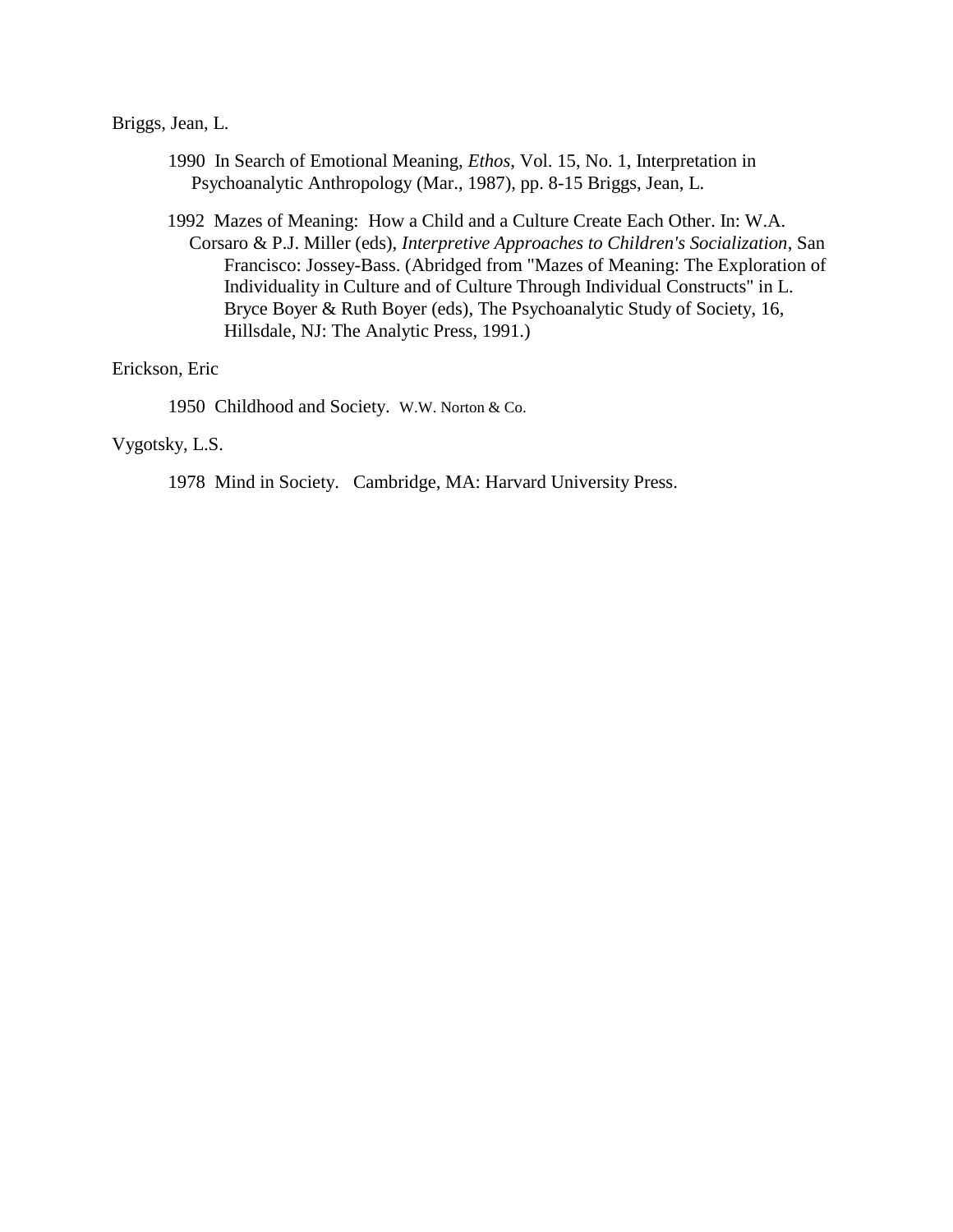Briggs, Jean, L.

1990 In Search of Emotional Meaning, *Ethos*, Vol. 15, No. 1, Interpretation in Psychoanalytic Anthropology (Mar., 1987), pp. 8-15 Briggs, Jean, L.

1992 Mazes of Meaning: How a Child and a Culture Create Each Other. In: W.A. Corsaro & P.J. Miller (eds), *Interpretive Approaches to Children's Socialization*, San Francisco: Jossey-Bass. (Abridged from "Mazes of Meaning: The Exploration of Individuality in Culture and of Culture Through Individual Constructs" in L. Bryce Boyer & Ruth Boyer (eds), The Psychoanalytic Study of Society, 16, Hillsdale, NJ: The Analytic Press, 1991.)

Erickson, Eric

1950 Childhood and Society. W.W. Norton & Co.

Vygotsky, L.S.

1978 Mind in Society. Cambridge, MA: Harvard University Press.